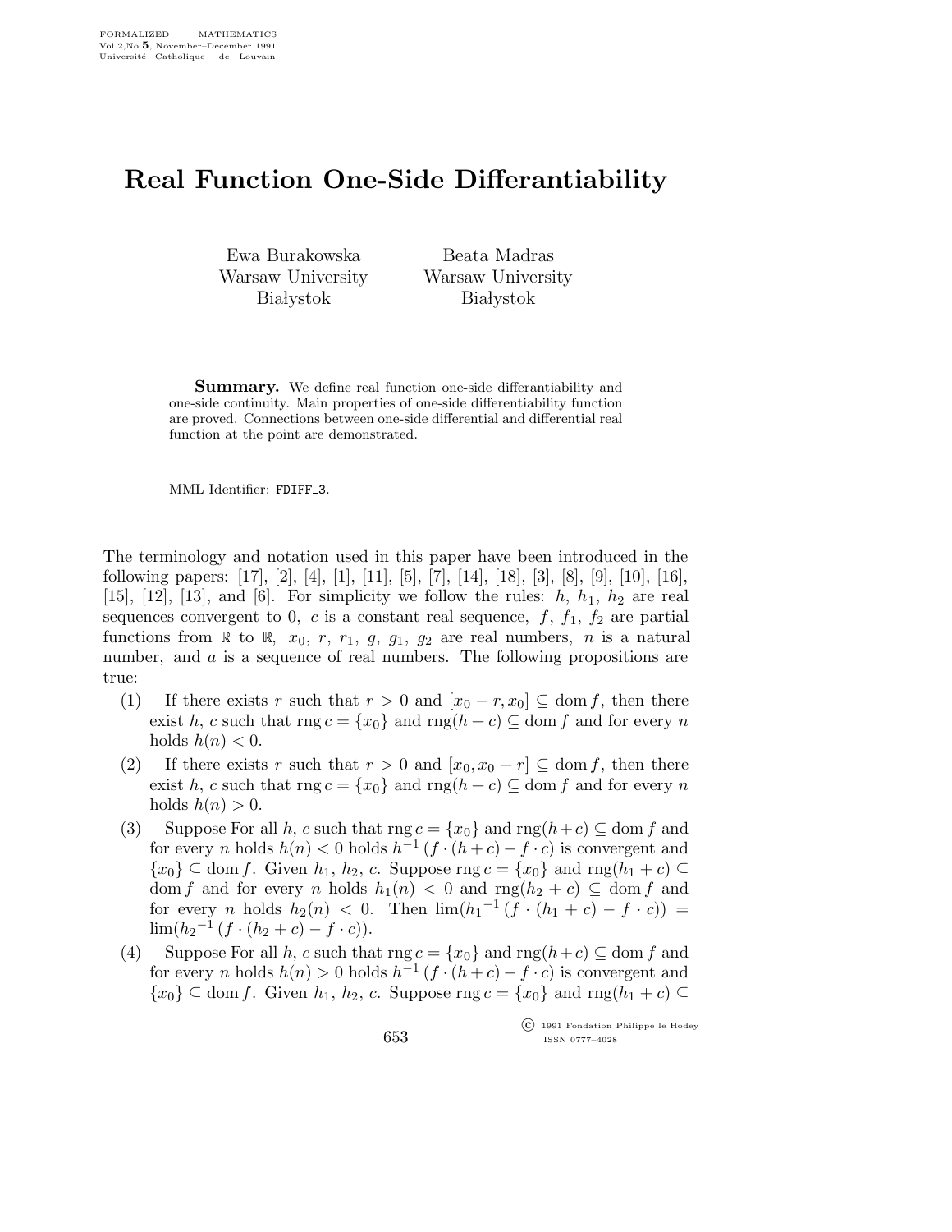# Real Function One-Side Differantiability

Ewa Burakowska
Warsaw University
Białystok

Beata Madras
Warsaw University
Białystok

**Summary.** We define real function one-side differantiability and one-side continuity. Main properties of one-side differentiability function are proved. Connections between one-side differential and differential real function at the point are demonstrated.

MML Identifier: FDIFF_3.

The terminology and notation used in this paper have been introduced in the following papers: [17], [2], [4], [1], [11], [5], [7], [14], [18], [3], [8], [9], [10], [16], [15], [12], [13], and [6]. For simplicity we follow the rules: $h$, $h_1$, $h_2$ are real sequences convergent to 0, $c$ is a constant real sequence, $f$, $f_1$, $f_2$ are partial functions from $\mathbb{R}$ to $\mathbb{R}$, $x_0$, $r$, $r_1$, $g$, $g_1$, $g_2$ are real numbers, $n$ is a natural number, and $a$ is a sequence of real numbers. The following propositions are true:

(1) If there exists $r$ such that $r > 0$ and $[x_0 - r, x_0] \subseteq \operatorname{dom} f$, then there exist $h$, $c$ such that $\operatorname{rng} c = \{x_0\}$ and $\operatorname{rng}(h + c) \subseteq \operatorname{dom} f$ and for every $n$ holds $h(n) < 0$.

(2) If there exists $r$ such that $r > 0$ and $[x_0, x_0 + r] \subseteq \operatorname{dom} f$, then there exist $h$, $c$ such that $\operatorname{rng} c = \{x_0\}$ and $\operatorname{rng}(h + c) \subseteq \operatorname{dom} f$ and for every $n$ holds $h(n) > 0$.

(3) Suppose For all $h$, $c$ such that $\operatorname{rng} c = \{x_0\}$ and $\operatorname{rng}(h+c) \subseteq \operatorname{dom} f$ and for every $n$ holds $h(n) < 0$ holds $h^{-1} (f \cdot (h + c) - f \cdot c)$ is convergent and $\{x_0\} \subseteq \operatorname{dom} f$. Given $h_1$, $h_2$, $c$. Suppose $\operatorname{rng} c = \{x_0\}$ and $\operatorname{rng}(h_1 + c) \subseteq \operatorname{dom} f$ and for every $n$ holds $h_1(n) < 0$ and $\operatorname{rng}(h_2 + c) \subseteq \operatorname{dom} f$ and for every $n$ holds $h_2(n) < 0$. Then $\lim(h_1{}^{-1} (f \cdot (h_1 + c) - f \cdot c)) = \lim(h_2{}^{-1} (f \cdot (h_2 + c) - f \cdot c))$.

(4) Suppose For all $h$, $c$ such that $\operatorname{rng} c = \{x_0\}$ and $\operatorname{rng}(h+c) \subseteq \operatorname{dom} f$ and for every $n$ holds $h(n) > 0$ holds $h^{-1} (f \cdot (h + c) - f \cdot c)$ is convergent and $\{x_0\} \subseteq \operatorname{dom} f$. Given $h_1$, $h_2$, $c$. Suppose $\operatorname{rng} c = \{x_0\}$ and $\operatorname{rng}(h_1 + c) \subseteq$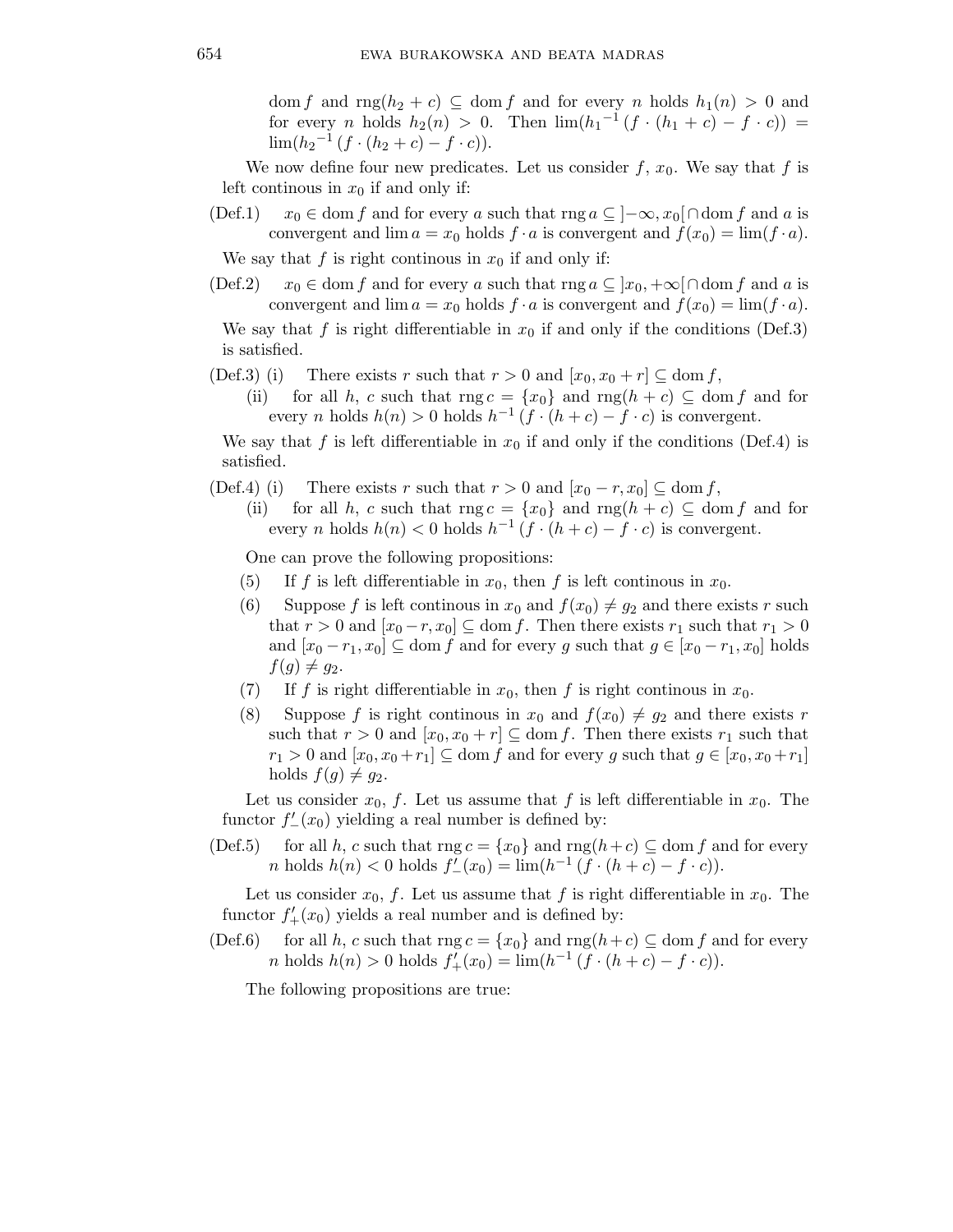$\operatorname{dom} f$ and $\operatorname{rng}(h_2 + c) \subseteq \operatorname{dom} f$ and for every $n$ holds $h_1(n) > 0$ and for every $n$ holds $h_2(n) > 0$. Then $\lim({h_1}^{-1}(f \cdot (h_1 + c) - f \cdot c)) = \lim({h_2}^{-1}(f \cdot (h_2 + c) - f \cdot c))$.

We now define four new predicates. Let us consider $f$, $x_0$. We say that $f$ is left continous in $x_0$ if and only if:

(Def.1) $x_0 \in \operatorname{dom} f$ and for every $a$ such that $\operatorname{rng} a \subseteq ]-\infty, x_0[ \cap \operatorname{dom} f$ and $a$ is convergent and $\lim a = x_0$ holds $f \cdot a$ is convergent and $f(x_0) = \lim(f \cdot a)$.

We say that $f$ is right continous in $x_0$ if and only if:

(Def.2) $x_0 \in \operatorname{dom} f$ and for every $a$ such that $\operatorname{rng} a \subseteq ]x_0, +\infty[ \cap \operatorname{dom} f$ and $a$ is convergent and $\lim a = x_0$ holds $f \cdot a$ is convergent and $f(x_0) = \lim(f \cdot a)$.

We say that $f$ is right differentiable in $x_0$ if and only if the conditions (Def.3) is satisfied.

(Def.3) (i) There exists $r$ such that $r > 0$ and $[x_0, x_0 + r] \subseteq \operatorname{dom} f$,

(ii) for all $h$, $c$ such that $\operatorname{rng} c = \{x_0\}$ and $\operatorname{rng}(h + c) \subseteq \operatorname{dom} f$ and for every $n$ holds $h(n) > 0$ holds $h^{-1}(f \cdot (h + c) - f \cdot c)$ is convergent.

We say that $f$ is left differentiable in $x_0$ if and only if the conditions (Def.4) is satisfied.

(Def.4) (i) There exists $r$ such that $r > 0$ and $[x_0 - r, x_0] \subseteq \operatorname{dom} f$,

(ii) for all $h$, $c$ such that $\operatorname{rng} c = \{x_0\}$ and $\operatorname{rng}(h + c) \subseteq \operatorname{dom} f$ and for every $n$ holds $h(n) < 0$ holds $h^{-1}(f \cdot (h + c) - f \cdot c)$ is convergent.

One can prove the following propositions:

(5) If $f$ is left differentiable in $x_0$, then $f$ is left continous in $x_0$.

(6) Suppose $f$ is left continous in $x_0$ and $f(x_0) \neq g_2$ and there exists $r$ such that $r > 0$ and $[x_0 - r, x_0] \subseteq \operatorname{dom} f$. Then there exists $r_1$ such that $r_1 > 0$ and $[x_0 - r_1, x_0] \subseteq \operatorname{dom} f$ and for every $g$ such that $g \in [x_0 - r_1, x_0]$ holds $f(g) \neq g_2$.

(7) If $f$ is right differentiable in $x_0$, then $f$ is right continous in $x_0$.

(8) Suppose $f$ is right continous in $x_0$ and $f(x_0) \neq g_2$ and there exists $r$ such that $r > 0$ and $[x_0, x_0 + r] \subseteq \operatorname{dom} f$. Then there exists $r_1$ such that $r_1 > 0$ and $[x_0, x_0 + r_1] \subseteq \operatorname{dom} f$ and for every $g$ such that $g \in [x_0, x_0 + r_1]$ holds $f(g) \neq g_2$.

Let us consider $x_0$, $f$. Let us assume that $f$ is left differentiable in $x_0$. The functor $f'_{-}(x_0)$ yielding a real number is defined by:

(Def.5) for all $h$, $c$ such that $\operatorname{rng} c = \{x_0\}$ and $\operatorname{rng}(h + c) \subseteq \operatorname{dom} f$ and for every $n$ holds $h(n) < 0$ holds $f'_{-}(x_0) = \lim(h^{-1}(f \cdot (h + c) - f \cdot c))$.

Let us consider $x_0$, $f$. Let us assume that $f$ is right differentiable in $x_0$. The functor $f'_{+}(x_0)$ yields a real number and is defined by:

(Def.6) for all $h$, $c$ such that $\operatorname{rng} c = \{x_0\}$ and $\operatorname{rng}(h + c) \subseteq \operatorname{dom} f$ and for every $n$ holds $h(n) > 0$ holds $f'_{+}(x_0) = \lim(h^{-1}(f \cdot (h + c) - f \cdot c))$.

The following propositions are true: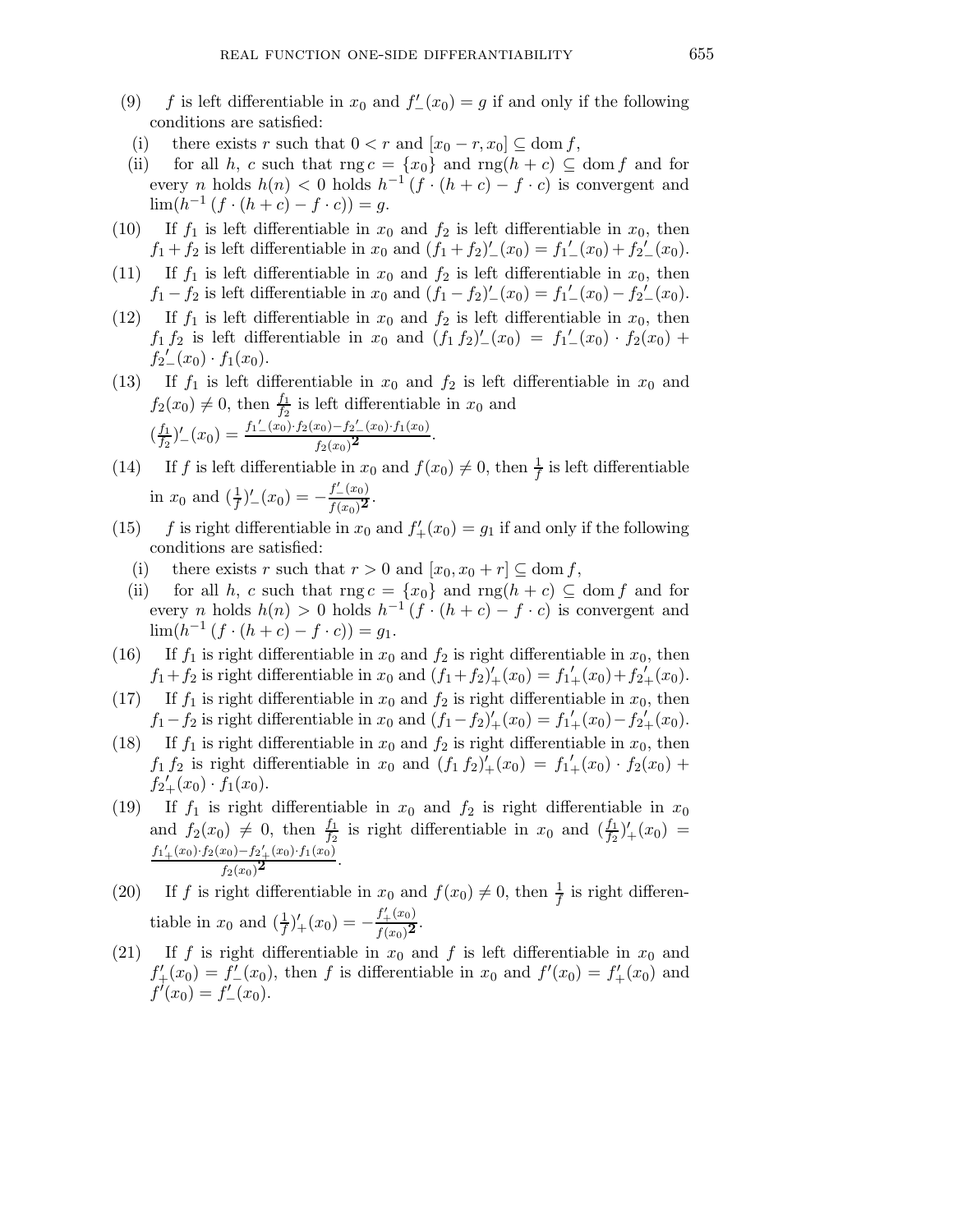(9) $f$ is left differentiable in $x_0$ and $f'_-(x_0) = g$ if and only if the following conditions are satisfied:

(i) there exists $r$ such that $0 < r$ and $[x_0 - r, x_0] \subseteq \operatorname{dom} f$,

(ii) for all $h$, $c$ such that $\operatorname{rng} c = \{x_0\}$ and $\operatorname{rng}(h + c) \subseteq \operatorname{dom} f$ and for every $n$ holds $h(n) < 0$ holds $h^{-1} (f \cdot (h + c) - f \cdot c)$ is convergent and $\lim(h^{-1} (f \cdot (h + c) - f \cdot c)) = g$.

(10) If $f_1$ is left differentiable in $x_0$ and $f_2$ is left differentiable in $x_0$, then $f_1 + f_2$ is left differentiable in $x_0$ and $(f_1 + f_2)'_-(x_0) = {f_1}'_-(x_0) + {f_2}'_-(x_0)$.

(11) If $f_1$ is left differentiable in $x_0$ and $f_2$ is left differentiable in $x_0$, then $f_1 - f_2$ is left differentiable in $x_0$ and $(f_1 - f_2)'_-(x_0) = {f_1}'_-(x_0) - {f_2}'_-(x_0)$.

(12) If $f_1$ is left differentiable in $x_0$ and $f_2$ is left differentiable in $x_0$, then $f_1\, f_2$ is left differentiable in $x_0$ and $(f_1\, f_2)'_-(x_0) = {f_1}'_-(x_0) \cdot f_2(x_0) + {f_2}'_-(x_0) \cdot f_1(x_0)$.

(13) If $f_1$ is left differentiable in $x_0$ and $f_2$ is left differentiable in $x_0$ and $f_2(x_0) \neq 0$, then $\frac{f_1}{f_2}$ is left differentiable in $x_0$ and $(\frac{f_1}{f_2})'_-(x_0) = \frac{{f_1}'_-(x_0) \cdot f_2(x_0) - {f_2}'_-(x_0) \cdot f_1(x_0)}{f_2(x_0)^{\mathbf{2}}}$.

(14) If $f$ is left differentiable in $x_0$ and $f(x_0) \neq 0$, then $\frac{1}{f}$ is left differentiable in $x_0$ and $(\frac{1}{f})'_-(x_0) = -\frac{f'_-(x_0)}{f(x_0)^{\mathbf{2}}}$.

(15) $f$ is right differentiable in $x_0$ and $f'_+(x_0) = g_1$ if and only if the following conditions are satisfied:

(i) there exists $r$ such that $r > 0$ and $[x_0, x_0 + r] \subseteq \operatorname{dom} f$,

(ii) for all $h$, $c$ such that $\operatorname{rng} c = \{x_0\}$ and $\operatorname{rng}(h + c) \subseteq \operatorname{dom} f$ and for every $n$ holds $h(n) > 0$ holds $h^{-1} (f \cdot (h + c) - f \cdot c)$ is convergent and $\lim(h^{-1} (f \cdot (h + c) - f \cdot c)) = g_1$.

(16) If $f_1$ is right differentiable in $x_0$ and $f_2$ is right differentiable in $x_0$, then $f_1 + f_2$ is right differentiable in $x_0$ and $(f_1 + f_2)'_+(x_0) = {f_1}'_+(x_0) + {f_2}'_+(x_0)$.

(17) If $f_1$ is right differentiable in $x_0$ and $f_2$ is right differentiable in $x_0$, then $f_1 - f_2$ is right differentiable in $x_0$ and $(f_1 - f_2)'_+(x_0) = {f_1}'_+(x_0) - {f_2}'_+(x_0)$.

(18) If $f_1$ is right differentiable in $x_0$ and $f_2$ is right differentiable in $x_0$, then $f_1\, f_2$ is right differentiable in $x_0$ and $(f_1\, f_2)'_+(x_0) = {f_1}'_+(x_0) \cdot f_2(x_0) + {f_2}'_+(x_0) \cdot f_1(x_0)$.

(19) If $f_1$ is right differentiable in $x_0$ and $f_2$ is right differentiable in $x_0$ and $f_2(x_0) \neq 0$, then $\frac{f_1}{f_2}$ is right differentiable in $x_0$ and $(\frac{f_1}{f_2})'_+(x_0) = \frac{{f_1}'_+(x_0) \cdot f_2(x_0) - {f_2}'_+(x_0) \cdot f_1(x_0)}{f_2(x_0)^{\mathbf{2}}}$.

(20) If $f$ is right differentiable in $x_0$ and $f(x_0) \neq 0$, then $\frac{1}{f}$ is right differentiable in $x_0$ and $(\frac{1}{f})'_+(x_0) = -\frac{f'_+(x_0)}{f(x_0)^{\mathbf{2}}}$.

(21) If $f$ is right differentiable in $x_0$ and $f$ is left differentiable in $x_0$ and $f'_+(x_0) = f'_-(x_0)$, then $f$ is differentiable in $x_0$ and $f'(x_0) = f'_+(x_0)$ and $f'(x_0) = f'_-(x_0)$.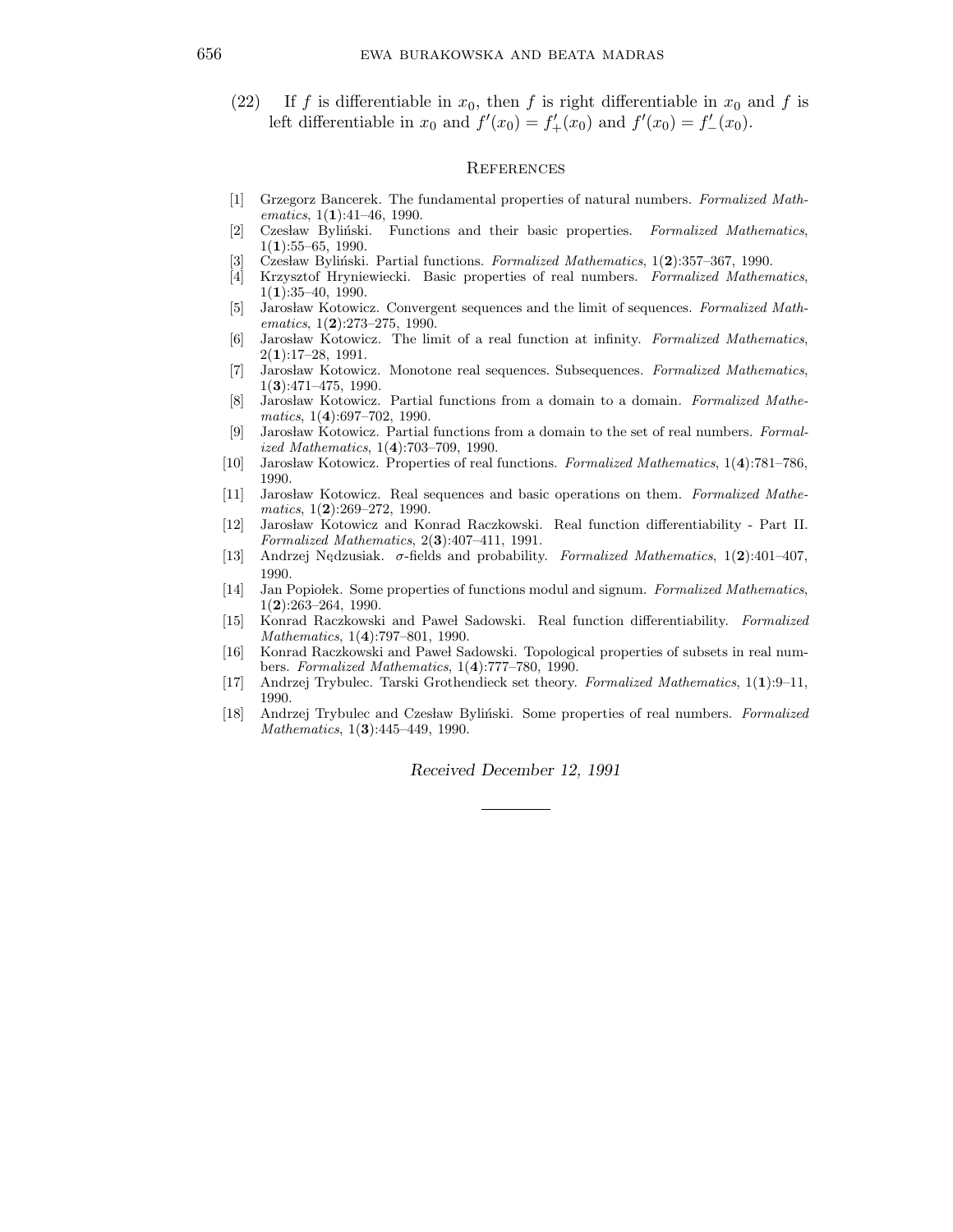(22) If $f$ is differentiable in $x_0$, then $f$ is right differentiable in $x_0$ and $f$ is left differentiable in $x_0$ and $f'(x_0) = f'_+(x_0)$ and $f'(x_0) = f'_-(x_0)$.

## References

[1] Grzegorz Bancerek. The fundamental properties of natural numbers. *Formalized Mathematics*, 1(**1**):41–46, 1990.

[2] Czesław Byliński. Functions and their basic properties. *Formalized Mathematics*, 1(**1**):55–65, 1990.

[3] Czesław Byliński. Partial functions. *Formalized Mathematics*, 1(**2**):357–367, 1990.

[4] Krzysztof Hryniewiecki. Basic properties of real numbers. *Formalized Mathematics*, 1(**1**):35–40, 1990.

[5] Jarosław Kotowicz. Convergent sequences and the limit of sequences. *Formalized Mathematics*, 1(**2**):273–275, 1990.

[6] Jarosław Kotowicz. The limit of a real function at infinity. *Formalized Mathematics*, 2(**1**):17–28, 1991.

[7] Jarosław Kotowicz. Monotone real sequences. Subsequences. *Formalized Mathematics*, 1(**3**):471–475, 1990.

[8] Jarosław Kotowicz. Partial functions from a domain to a domain. *Formalized Mathematics*, 1(**4**):697–702, 1990.

[9] Jarosław Kotowicz. Partial functions from a domain to the set of real numbers. *Formalized Mathematics*, 1(**4**):703–709, 1990.

[10] Jarosław Kotowicz. Properties of real functions. *Formalized Mathematics*, 1(**4**):781–786, 1990.

[11] Jarosław Kotowicz. Real sequences and basic operations on them. *Formalized Mathematics*, 1(**2**):269–272, 1990.

[12] Jarosław Kotowicz and Konrad Raczkowski. Real function differentiability - Part II. *Formalized Mathematics*, 2(**3**):407–411, 1991.

[13] Andrzej Nędzusiak. $\sigma$-fields and probability. *Formalized Mathematics*, 1(**2**):401–407, 1990.

[14] Jan Popiołek. Some properties of functions modul and signum. *Formalized Mathematics*, 1(**2**):263–264, 1990.

[15] Konrad Raczkowski and Paweł Sadowski. Real function differentiability. *Formalized Mathematics*, 1(**4**):797–801, 1990.

[16] Konrad Raczkowski and Paweł Sadowski. Topological properties of subsets in real numbers. *Formalized Mathematics*, 1(**4**):777–780, 1990.

[17] Andrzej Trybulec. Tarski Grothendieck set theory. *Formalized Mathematics*, 1(**1**):9–11, 1990.

[18] Andrzej Trybulec and Czesław Byliński. Some properties of real numbers. *Formalized Mathematics*, 1(**3**):445–449, 1990.

*Received December 12, 1991*